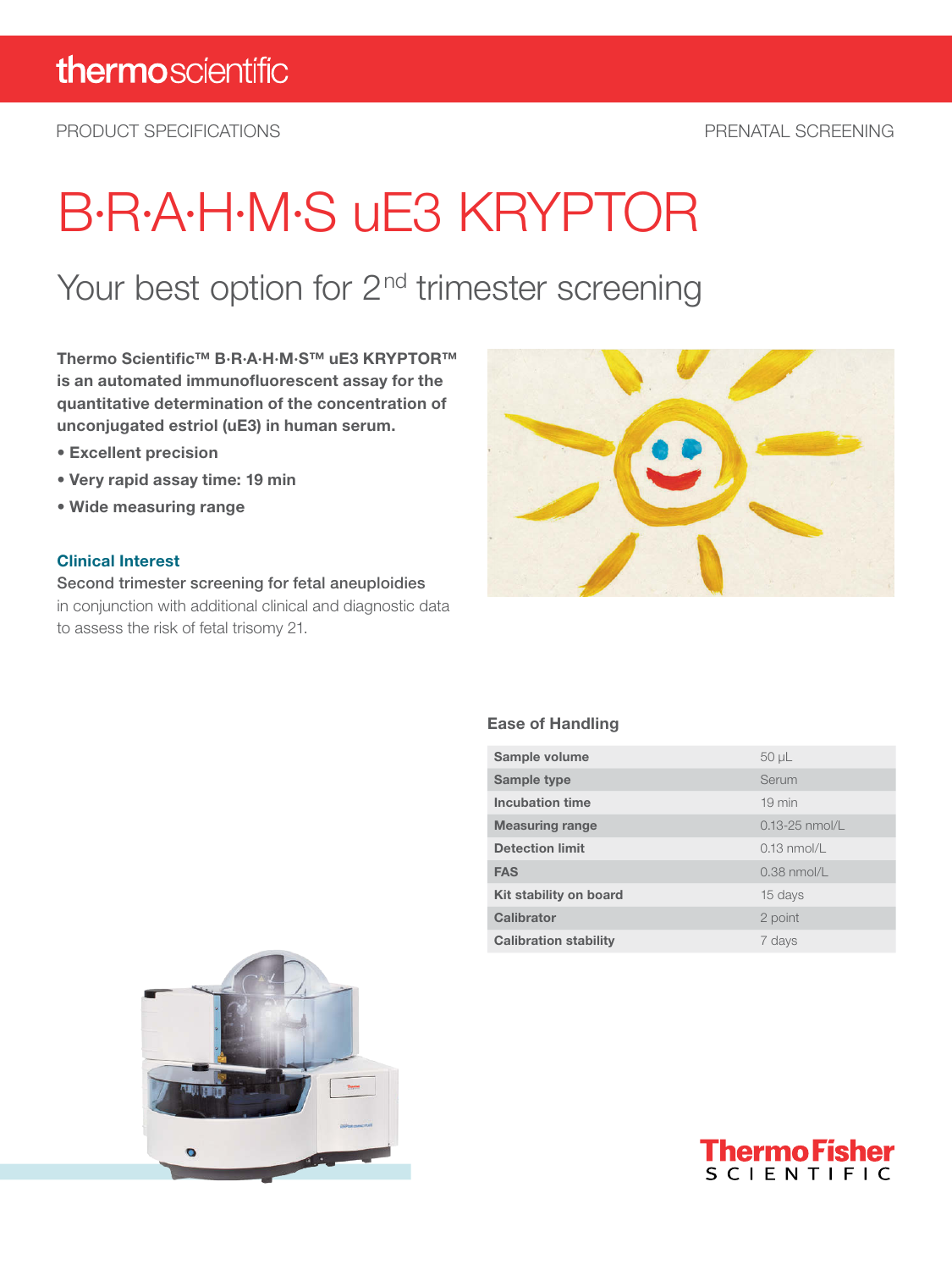thermoscientific

PRODUCT SPECIFICATIONS

PRENATAL SCREENING

# B·R·A·H·M·S uE3 KRYPTOR

## Your best option for 2nd trimester screening

**Thermo Scientific™ B·R·A·H·M·S™ uE3 KRYPTOR™ is an automated immunofluorescent assay for the quantitative determination of the concentration of unconjugated estriol (uE3) in human serum.**

- **Excellent precision**
- **Very rapid assay time: 19 min**
- **Wide measuring range**

### Clinical Interest

Second trimester screening for fetal aneuploidies in conjunction with additional clinical and diagnostic data to assess the risk of fetal trisomy 21.

### Ease of Handling

| | |
|---|---|
| **Sample volume** | 50 µL |
| **Sample type** | Serum |
| **Incubation time** | 19 min |
| **Measuring range** | 0.13-25 nmol/L |
| **Detection limit** | 0.13 nmol/L |
| **FAS** | 0.38 nmol/L |
| **Kit stability on board** | 15 days |
| **Calibrator** | 2 point |
| **Calibration stability** | 7 days |

ThermoFisher SCIENTIFIC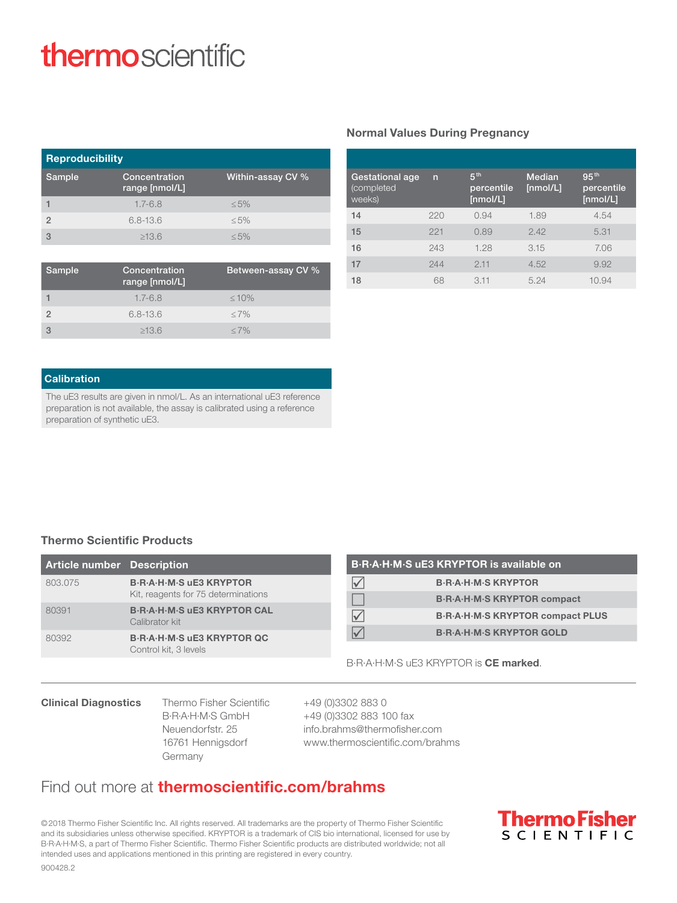thermoscientific

## Reproducibility

| Sample | Concentration range [nmol/L] | Within-assay CV % |
|---|---|---|
| 1 | 1.7-6.8 | ≤5% |
| 2 | 6.8-13.6 | ≤5% |
| 3 | ≥13.6 | ≤5% |

| Sample | Concentration range [nmol/L] | Between-assay CV % |
|---|---|---|
| 1 | 1.7-6.8 | ≤10% |
| 2 | 6.8-13.6 | ≤7% |
| 3 | ≥13.6 | ≤7% |

## Normal Values During Pregnancy

| Gestational age (completed weeks) | n | 5th percentile [nmol/L] | Median [nmol/L] | 95th percentile [nmol/L] |
|---|---|---|---|---|
| 14 | 220 | 0.94 | 1.89 | 4.54 |
| 15 | 221 | 0.89 | 2.42 | 5.31 |
| 16 | 243 | 1.28 | 3.15 | 7.06 |
| 17 | 244 | 2.11 | 4.52 | 9.92 |
| 18 | 68 | 3.11 | 5.24 | 10.94 |

## Calibration

The uE3 results are given in nmol/L. As an international uE3 reference preparation is not available, the assay is calibrated using a reference preparation of synthetic uE3.

## Thermo Scientific Products

| Article number | Description |
|---|---|
| 803.075 | **B·R·A·H·M·S uE3 KRYPTOR**<br>Kit, reagents for 75 determinations |
| 80391 | **B·R·A·H·M·S uE3 KRYPTOR CAL**<br>Calibrator kit |
| 80392 | **B·R·A·H·M·S uE3 KRYPTOR QC**<br>Control kit, 3 levels |

| B·R·A·H·M·S uE3 KRYPTOR is available on | |
|---|---|
| ☑ | **B·R·A·H·M·S KRYPTOR** |
| ☐ | **B·R·A·H·M·S KRYPTOR compact** |
| ☑ | **B·R·A·H·M·S KRYPTOR compact PLUS** |
| ☑ | **B·R·A·H·M·S KRYPTOR GOLD** |

B·R·A·H·M·S uE3 KRYPTOR is **CE marked**.

**Clinical Diagnostics**

Thermo Fisher Scientific
B·R·A·H·M·S GmbH
Neuendorfstr. 25
16761 Hennigsdorf
Germany

+49 (0)3302 883 0
+49 (0)3302 883 100 fax
info.brahms@thermofisher.com
www.thermoscientific.com/brahms

Find out more at **thermoscientific.com/brahms**

©2018 Thermo Fisher Scientific Inc. All rights reserved. All trademarks are the property of Thermo Fisher Scientific and its subsidiaries unless otherwise specified. KRYPTOR is a trademark of CIS bio international, licensed for use by B·R·A·H·M·S, a part of Thermo Fisher Scientific. Thermo Fisher Scientific products are distributed worldwide; not all intended uses and applications mentioned in this printing are registered in every country.

900428.2

ThermoFisher SCIENTIFIC